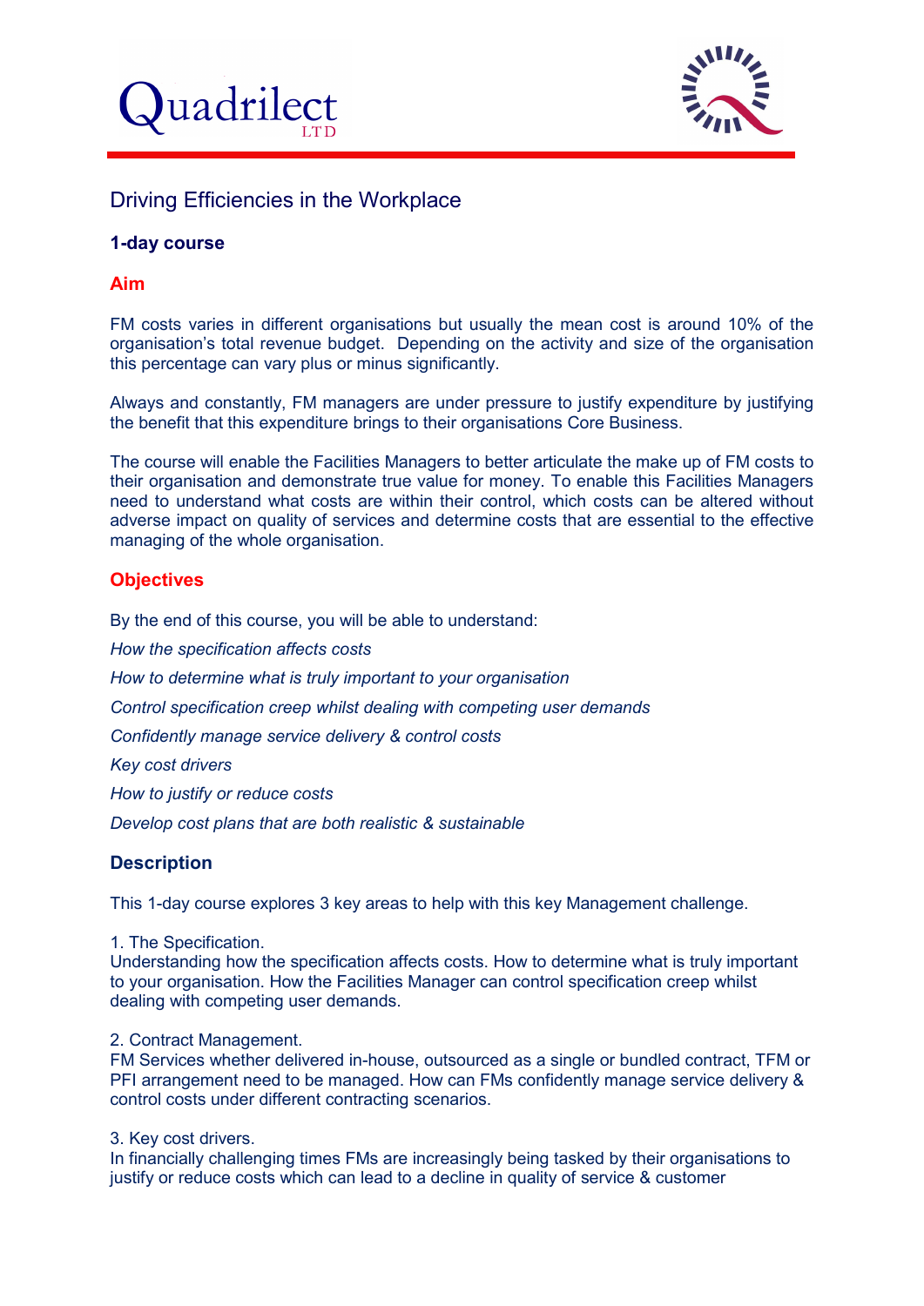Quadrilect LTD

# Driving Efficiencies in the Workplace

**1-day course**

## Aim

FM costs varies in different organisations but usually the mean cost is around 10% of the organisation's total revenue budget. Depending on the activity and size of the organisation this percentage can vary plus or minus significantly.

Always and constantly, FM managers are under pressure to justify expenditure by justifying the benefit that this expenditure brings to their organisations Core Business.

The course will enable the Facilities Managers to better articulate the make up of FM costs to their organisation and demonstrate true value for money. To enable this Facilities Managers need to understand what costs are within their control, which costs can be altered without adverse impact on quality of services and determine costs that are essential to the effective managing of the whole organisation.

## Objectives

By the end of this course, you will be able to understand:

*How the specification affects costs*

*How to determine what is truly important to your organisation*

*Control specification creep whilst dealing with competing user demands*

*Confidently manage service delivery & control costs*

*Key cost drivers*

*How to justify or reduce costs*

*Develop cost plans that are both realistic & sustainable*

## Description

This 1-day course explores 3 key areas to help with this key Management challenge.

1. The Specification.
Understanding how the specification affects costs. How to determine what is truly important to your organisation. How the Facilities Manager can control specification creep whilst dealing with competing user demands.

2. Contract Management.
FM Services whether delivered in-house, outsourced as a single or bundled contract, TFM or PFI arrangement need to be managed. How can FMs confidently manage service delivery & control costs under different contracting scenarios.

3. Key cost drivers.
In financially challenging times FMs are increasingly being tasked by their organisations to justify or reduce costs which can lead to a decline in quality of service & customer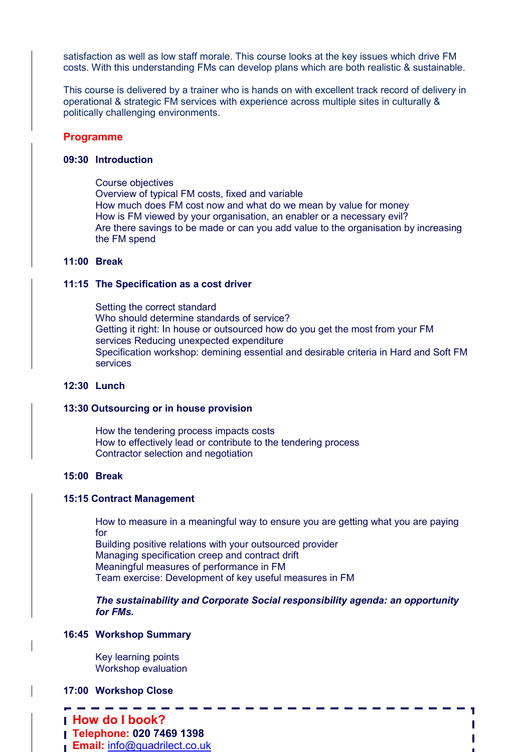satisfaction as well as low staff morale. This course looks at the key issues which drive FM costs. With this understanding FMs can develop plans which are both realistic & sustainable.

This course is delivered by a trainer who is hands on with excellent track record of delivery in operational & strategic FM services with experience across multiple sites in culturally & politically challenging environments.

## Programme

**09:30 Introduction**

Course objectives
Overview of typical FM costs, fixed and variable
How much does FM cost now and what do we mean by value for money
How is FM viewed by your organisation, an enabler or a necessary evil?
Are there savings to be made or can you add value to the organisation by increasing the FM spend

**11:00 Break**

**11:15 The Specification as a cost driver**

Setting the correct standard
Who should determine standards of service?
Getting it right: In house or outsourced how do you get the most from your FM services Reducing unexpected expenditure
Specification workshop: demining essential and desirable criteria in Hard and Soft FM services

**12:30 Lunch**

**13:30 Outsourcing or in house provision**

How the tendering process impacts costs
How to effectively lead or contribute to the tendering process
Contractor selection and negotiation

**15:00 Break**

**15:15 Contract Management**

How to measure in a meaningful way to ensure you are getting what you are paying for
Building positive relations with your outsourced provider
Managing specification creep and contract drift
Meaningful measures of performance in FM
Team exercise: Development of key useful measures in FM

***The sustainability and Corporate Social responsibility agenda: an opportunity for FMs.***

**16:45 Workshop Summary**

Key learning points
Workshop evaluation

**17:00 Workshop Close**

## How do I book?

**Telephone: 020 7469 1398**
**Email:** info@quadrilect.co.uk